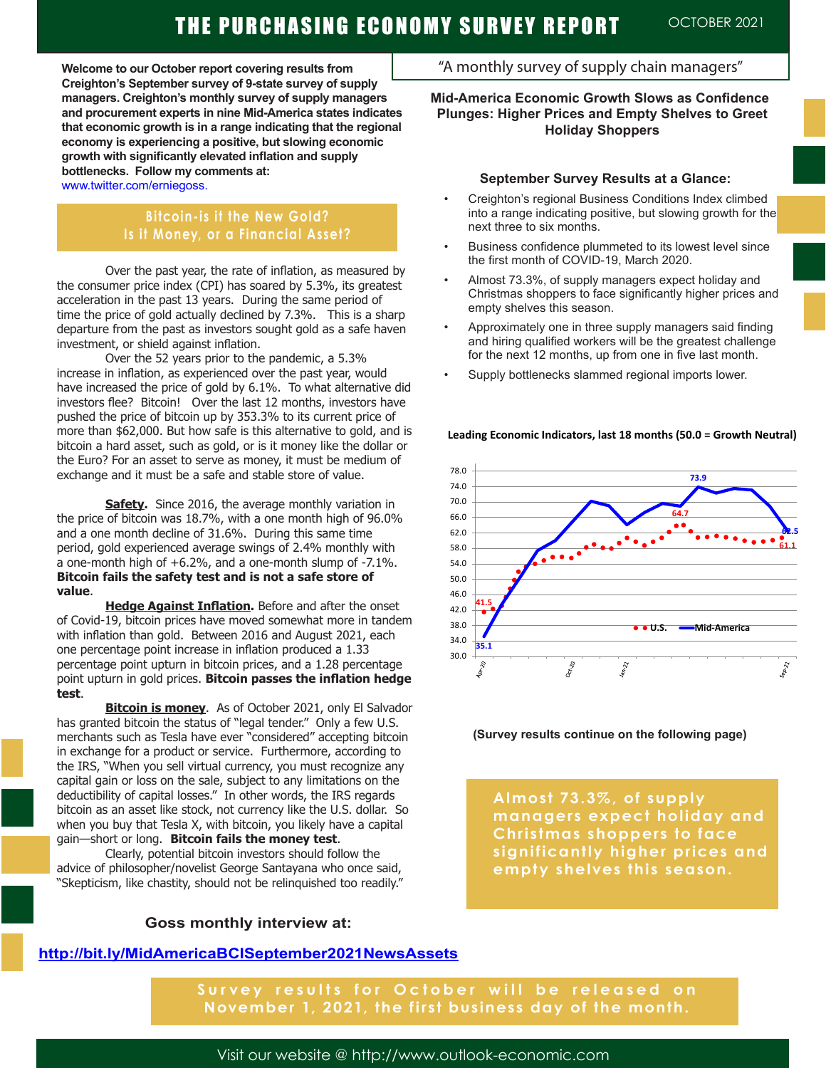# THE PURCHASING ECONOMY SURVEY REPORT

OCTOBER 2021

"A monthly survey of supply chain managers"

**Welcome to our October report covering results from Creighton's September survey of 9-state supply managers. Creighton's monthly survey of supply managers and procurement experts in nine Mid-America states indicates that economic growth is in a range indicating that the regional economy is experiencing a positive, but slowing economic growth with significantly elevated inflation and supply bottlenecks. Follow my comments at:**
www.twitter.com/erniegoss.

## Bitcoin-is it the New Gold? Is it Money, or a Financial Asset?

Over the past year, the rate of inflation, as measured by the consumer price index (CPI) has soared by 5.3%, its greatest acceleration in the past 13 years. During the same period of time the price of gold actually declined by 7.3%. This is a sharp departure from the past as investors sought gold as a safe haven investment, or shield against inflation.

Over the 52 years prior to the pandemic, a 5.3% increase in inflation, as experienced over the past year, would have increased the price of gold by 6.1%. To what alternative did investors flee? Bitcoin! Over the last 12 months, investors have pushed the price of bitcoin up by 353.3% to its current price of more than $62,000. But how safe is this alternative to gold, and is bitcoin a hard asset, such as gold, or is it money like the dollar or the Euro? For an asset to serve as money, it must be medium of exchange and it must be a safe and stable store of value.

**Safety**. Since 2016, the average monthly variation in the price of bitcoin was 18.7%, with a one month high of 96.0% and a one month decline of 31.6%. During this same time period, gold experienced average swings of 2.4% monthly with a one-month high of +6.2%, and a one-month slump of -7.1%. **Bitcoin fails the safety test and is not a safe store of value**.

**Hedge Against Inflation.** Before and after the onset of Covid-19, bitcoin prices have moved somewhat more in tandem with inflation than gold. Between 2016 and August 2021, each one percentage point increase in inflation produced a 1.33 percentage point upturn in bitcoin prices, and a 1.28 percentage point upturn in gold prices. **Bitcoin passes the inflation hedge test**.

**Bitcoin is money**. As of October 2021, only El Salvador has granted bitcoin the status of "legal tender." Only a few U.S. merchants such as Tesla have ever "considered" accepting bitcoin in exchange for a product or service. Furthermore, according to the IRS, "When you sell virtual currency, you must recognize any capital gain or loss on the sale, subject to any limitations on the deductibility of capital losses." In other words, the IRS regards bitcoin as an asset like stock, not currency like the U.S. dollar. So when you buy that Tesla X, with bitcoin, you likely have a capital gain—short or long. **Bitcoin fails the money test**.

Clearly, potential bitcoin investors should follow the advice of philosopher/novelist George Santayana who once said, "Skepticism, like chastity, should not be relinquished too readily."

**Goss monthly interview at:**

http://bit.ly/MidAmericaBCISeptember2021NewsAssets

## Mid-America Economic Growth Slows as Confidence Plunges: Higher Prices and Empty Shelves to Greet Holiday Shoppers

### September Survey Results at a Glance:

- Creighton's regional Business Conditions Index climbed into a range indicating positive, but slowing growth for the next three to six months.
- Business confidence plummeted to its lowest level since the first month of COVID-19, March 2020.
- Almost 73.3%, of supply managers expect holiday and Christmas shoppers to face significantly higher prices and empty shelves this season.
- Approximately one in three supply managers said finding and hiring qualified workers will be the greatest challenge for the next 12 months, up from one in five last month.
- Supply bottlenecks slammed regional imports lower.

**Leading Economic Indicators, last 18 months (50.0 = Growth Neutral)**

(Chart: U.S. and Mid-America, Apr-20 to Sep-21. Labeled values: Mid-America 35.1 (Apr-20), 73.9 (peak), 62.5 (Sep-21); U.S. 41.5 (Apr-20), 64.7 (peak), 61.1 (Sep-21).)

(Survey results continue on the following page)

**Almost 73.3%, of supply managers expect holiday and Christmas shoppers to face significantly higher prices and empty shelves this season.**

Survey results for October will be released on November 1, 2021, the first business day of the month.

Visit our website @ http://www.outlook-economic.com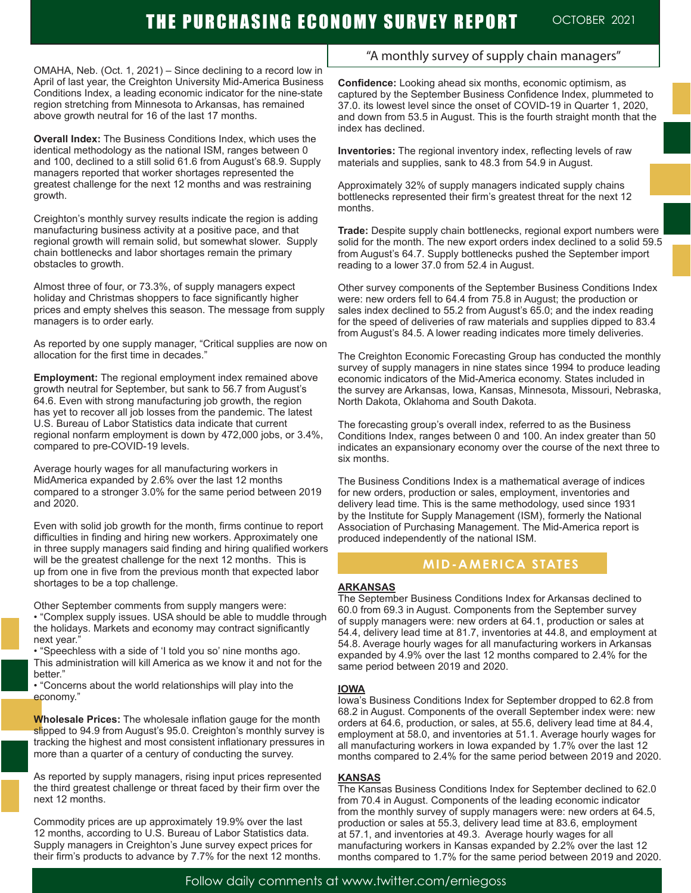# THE PURCHASING ECONOMY SURVEY REPORT

OCTOBER 2021

"A monthly survey of supply chain managers"

OMAHA, Neb. (Oct. 1, 2021) – Since declining to a record low in April of last year, the Creighton University Mid-America Business Conditions Index, a leading economic indicator for the nine-state region stretching from Minnesota to Arkansas, has remained above growth neutral for 16 of the last 17 months.

**Overall Index:** The Business Conditions Index, which uses the identical methodology as the national ISM, ranges between 0 and 100, declined to a still solid 61.6 from August's 68.9. Supply managers reported that worker shortages represented the greatest challenge for the next 12 months and was restraining growth.

Creighton's monthly survey results indicate the region is adding manufacturing business activity at a positive pace, and that regional growth will remain solid, but somewhat slower. Supply chain bottlenecks and labor shortages remain the primary obstacles to growth.

Almost three of four, or 73.3%, of supply managers expect holiday and Christmas shoppers to face significantly higher prices and empty shelves this season. The message from supply managers is to order early.

As reported by one supply manager, "Critical supplies are now on allocation for the first time in decades."

**Employment:** The regional employment index remained above growth neutral for September, but sank to 56.7 from August's 64.6. Even with strong manufacturing job growth, the region has yet to recover all job losses from the pandemic. The latest U.S. Bureau of Labor Statistics data indicate that current regional nonfarm employment is down by 472,000 jobs, or 3.4%, compared to pre-COVID-19 levels.

Average hourly wages for all manufacturing workers in MidAmerica expanded by 2.6% over the last 12 months compared to a stronger 3.0% for the same period between 2019 and 2020.

Even with solid job growth for the month, firms continue to report difficulties in finding and hiring new workers. Approximately one in three supply managers said finding and hiring qualified workers will be the greatest challenge for the next 12 months. This is up from one in five from the previous month that expected labor shortages to be a top challenge.

Other September comments from supply mangers were:

- "Complex supply issues. USA should be able to muddle through the holidays. Markets and economy may contract significantly next year."
- "Speechless with a side of 'I told you so' nine months ago. This administration will kill America as we know it and not for the better."
- "Concerns about the world relationships will play into the economy."

**Wholesale Prices:** The wholesale inflation gauge for the month slipped to 94.9 from August's 95.0. Creighton's monthly survey is tracking the highest and most consistent inflationary pressures in more than a quarter of a century of conducting the survey.

As reported by supply managers, rising input prices represented the third greatest challenge or threat faced by their firm over the next 12 months.

Commodity prices are up approximately 19.9% over the last 12 months, according to U.S. Bureau of Labor Statistics data. Supply managers in Creighton's June survey expect prices for their firm's products to advance by 7.7% for the next 12 months.

**Confidence:** Looking ahead six months, economic optimism, as captured by the September Business Confidence Index, plummeted to 37.0. its lowest level since the onset of COVID-19 in Quarter 1, 2020, and down from 53.5 in August. This is the fourth straight month that the index has declined.

**Inventories:** The regional inventory index, reflecting levels of raw materials and supplies, sank to 48.3 from 54.9 in August.

Approximately 32% of supply managers indicated supply chains bottlenecks represented their firm's greatest threat for the next 12 months.

**Trade:** Despite supply chain bottlenecks, regional export numbers were solid for the month. The new export orders index declined to a solid 59.5 from August's 64.7. Supply bottlenecks pushed the September import reading to a lower 37.0 from 52.4 in August.

Other survey components of the September Business Conditions Index were: new orders fell to 64.4 from 75.8 in August; the production or sales index declined to 55.2 from August's 65.0; and the index reading for the speed of deliveries of raw materials and supplies dipped to 83.4 from August's 84.5. A lower reading indicates more timely deliveries.

The Creighton Economic Forecasting Group has conducted the monthly survey of supply managers in nine states since 1994 to produce leading economic indicators of the Mid-America economy. States included in the survey are Arkansas, Iowa, Kansas, Minnesota, Missouri, Nebraska, North Dakota, Oklahoma and South Dakota.

The forecasting group's overall index, referred to as the Business Conditions Index, ranges between 0 and 100. An index greater than 50 indicates an expansionary economy over the course of the next three to six months.

The Business Conditions Index is a mathematical average of indices for new orders, production or sales, employment, inventories and delivery lead time. This is the same methodology, used since 1931 by the Institute for Supply Management (ISM), formerly the National Association of Purchasing Management. The Mid-America report is produced independently of the national ISM.

## MID-AMERICA STATES

### ARKANSAS

The September Business Conditions Index for Arkansas declined to 60.0 from 69.3 in August. Components from the September survey of supply managers were: new orders at 64.1, production or sales at 54.4, delivery lead time at 81.7, inventories at 44.8, and employment at 54.8. Average hourly wages for all manufacturing workers in Arkansas expanded by 4.9% over the last 12 months compared to 2.4% for the same period between 2019 and 2020.

### IOWA

Iowa's Business Conditions Index for September dropped to 62.8 from 68.2 in August. Components of the overall September index were: new orders at 64.6, production, or sales, at 55.6, delivery lead time at 84.4, employment at 58.0, and inventories at 51.1. Average hourly wages for all manufacturing workers in Iowa expanded by 1.7% over the last 12 months compared to 2.4% for the same period between 2019 and 2020.

### KANSAS

The Kansas Business Conditions Index for September declined to 62.0 from 70.4 in August. Components of the leading economic indicator from the monthly survey of supply managers were: new orders at 64.5, production or sales at 55.3, delivery lead time at 83.6, employment at 57.1, and inventories at 49.3. Average hourly wages for all manufacturing workers in Kansas expanded by 2.2% over the last 12 months compared to 1.7% for the same period between 2019 and 2020.

Follow daily comments at www.twitter.com/erniegoss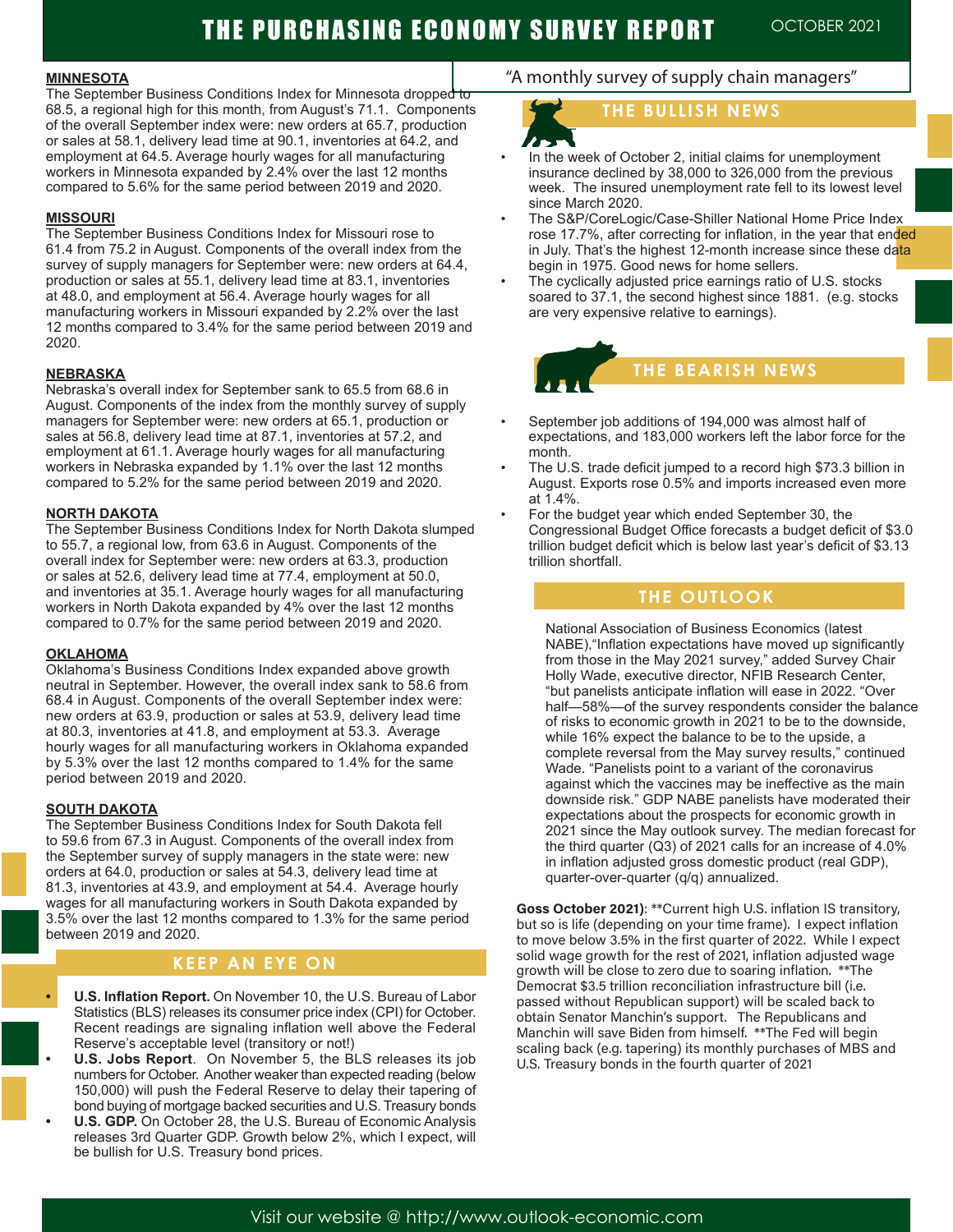# THE PURCHASING ECONOMY SURVEY REPORT

OCTOBER 2021

"A monthly survey of supply chain managers"

## MINNESOTA

The September Business Conditions Index for Minnesota dropped to 68.5, a regional high for this month, from August's 71.1. Components of the overall September index were: new orders at 65.7, production or sales at 58.1, delivery lead time at 90.1, inventories at 64.2, and employment at 64.5. Average hourly wages for all manufacturing workers in Minnesota expanded by 2.4% over the last 12 months compared to 5.6% for the same period between 2019 and 2020.

## MISSOURI

The September Business Conditions Index for Missouri rose to 61.4 from 75.2 in August. Components of the overall index from the survey of supply managers for September were: new orders at 64.4, production or sales at 55.1, delivery lead time at 83.1, inventories at 48.0, and employment at 56.4. Average hourly wages for all manufacturing workers in Missouri expanded by 2.2% over the last 12 months compared to 3.4% for the same period between 2019 and 2020.

## NEBRASKA

Nebraska's overall index for September sank to 65.5 from 68.6 in August. Components of the index from the monthly survey of supply managers for September were: new orders at 65.1, production or sales at 56.8, delivery lead time at 87.1, inventories at 57.2, and employment at 61.1. Average hourly wages for all manufacturing workers in Nebraska expanded by 1.1% over the last 12 months compared to 5.2% for the same period between 2019 and 2020.

## NORTH DAKOTA

The September Business Conditions Index for North Dakota slumped to 55.7, a regional low, from 63.6 in August. Components of the overall index for September were: new orders at 63.3, production or sales at 52.6, delivery lead time at 77.4, employment at 50.0, and inventories at 35.1. Average hourly wages for all manufacturing workers in North Dakota expanded by 4% over the last 12 months compared to 0.7% for the same period between 2019 and 2020.

## OKLAHOMA

Oklahoma's Business Conditions Index expanded above growth neutral in September. However, the overall index sank to 58.6 from 68.4 in August. Components of the overall September index were: new orders at 63.9, production or sales at 53.9, delivery lead time at 80.3, inventories at 41.8, and employment at 53.3. Average hourly wages for all manufacturing workers in Oklahoma expanded by 5.3% over the last 12 months compared to 1.4% for the same period between 2019 and 2020.

## SOUTH DAKOTA

The September Business Conditions Index for South Dakota fell to 59.6 from 67.3 in August. Components of the overall index from the September survey of supply managers in the state were: new orders at 64.0, production or sales at 54.3, delivery lead time at 81.3, inventories at 43.9, and employment at 54.4. Average hourly wages for all manufacturing workers in South Dakota expanded by 3.5% over the last 12 months compared to 1.3% for the same period between 2019 and 2020.

## KEEP AN EYE ON

- **U.S. Inflation Report.** On November 10, the U.S. Bureau of Labor Statistics (BLS) releases its consumer price index (CPI) for October. Recent readings are signaling inflation well above the Federal Reserve's acceptable level (transitory or not!)
- **U.S. Jobs Report**. On November 5, the BLS releases its job numbers for October. Another weaker than expected reading (below 150,000) will push the Federal Reserve to delay their tapering of bond buying of mortgage backed securities and U.S. Treasury bonds
- **U.S. GDP.** On October 28, the U.S. Bureau of Economic Analysis releases 3rd Quarter GDP. Growth below 2%, which I expect, will be bullish for U.S. Treasury bond prices.

## THE BULLISH NEWS

- In the week of October 2, initial claims for unemployment insurance declined by 38,000 to 326,000 from the previous week. The insured unemployment rate fell to its lowest level since March 2020.
- The S&P/CoreLogic/Case-Shiller National Home Price Index rose 17.7%, after correcting for inflation, in the year that ended in July. That's the highest 12-month increase since these data begin in 1975. Good news for home sellers.
- The cyclically adjusted price earnings ratio of U.S. stocks soared to 37.1, the second highest since 1881. (e.g. stocks are very expensive relative to earnings).

## THE BEARISH NEWS

- September job additions of 194,000 was almost half of expectations, and 183,000 workers left the labor force for the month.
- The U.S. trade deficit jumped to a record high $73.3 billion in August. Exports rose 0.5% and imports increased even more at 1.4%.
- For the budget year which ended September 30, the Congressional Budget Office forecasts a budget deficit of $3.0 trillion budget deficit which is below last year's deficit of $3.13 trillion shortfall.

## THE OUTLOOK

National Association of Business Economics (latest NABE),"Inflation expectations have moved up significantly from those in the May 2021 survey," added Survey Chair Holly Wade, executive director, NFIB Research Center, "but panelists anticipate inflation will ease in 2022. "Over half—58%—of the survey respondents consider the balance of risks to economic growth in 2021 to be to the downside, while 16% expect the balance to be to the upside, a complete reversal from the May survey results," continued Wade. "Panelists point to a variant of the coronavirus against which the vaccines may be ineffective as the main downside risk." GDP NABE panelists have moderated their expectations about the prospects for economic growth in 2021 since the May outlook survey. The median forecast for the third quarter (Q3) of 2021 calls for an increase of 4.0% in inflation adjusted gross domestic product (real GDP), quarter-over-quarter (q/q) annualized.

**Goss October 2021)**: **Current high U.S. inflation IS transitory, but so is life (depending on your time frame). I expect inflation to move below 3.5% in the first quarter of 2022. While I expect solid wage growth for the rest of 2021, inflation adjusted wage growth will be close to zero due to soaring inflation. **The Democrat $3.5 trillion reconciliation infrastructure bill (i.e. passed without Republican support) will be scaled back to obtain Senator Manchin's support. The Republicans and Manchin will save Biden from himself. **The Fed will begin scaling back (e.g. tapering) its monthly purchases of MBS and U.S. Treasury bonds in the fourth quarter of 2021

Visit our website @ http://www.outlook-economic.com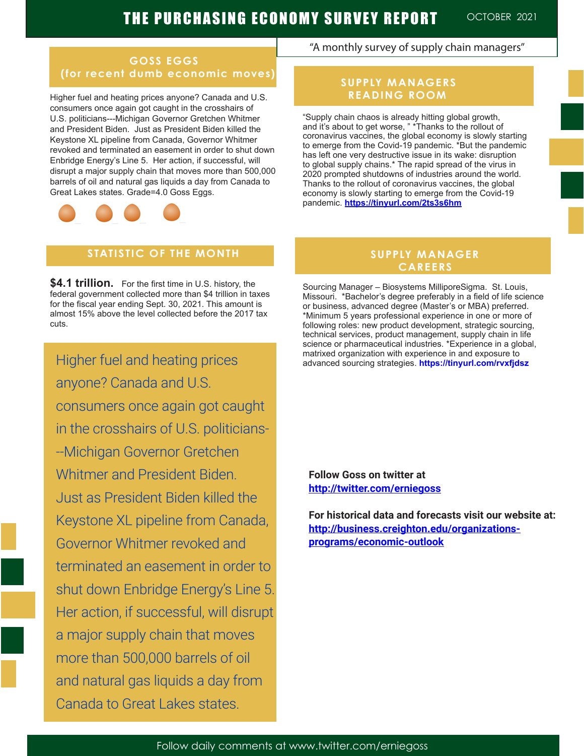# THE PURCHASING ECONOMY SURVEY REPORT

OCTOBER 2021

"A monthly survey of supply chain managers"

## GOSS EGGS (for recent dumb economic moves)

Higher fuel and heating prices anyone? Canada and U.S. consumers once again got caught in the crosshairs of U.S. politicians---Michigan Governor Gretchen Whitmer and President Biden. Just as President Biden killed the Keystone XL pipeline from Canada, Governor Whitmer revoked and terminated an easement in order to shut down Enbridge Energy's Line 5. Her action, if successful, will disrupt a major supply chain that moves more than 500,000 barrels of oil and natural gas liquids a day from Canada to Great Lakes states. Grade=4.0 Goss Eggs.

## STATISTIC OF THE MONTH

**$4.1 trillion.** For the first time in U.S. history, the federal government collected more than $4 trillion in taxes for the fiscal year ending Sept. 30, 2021. This amount is almost 15% above the level collected before the 2017 tax cuts.

> Higher fuel and heating prices anyone? Canada and U.S. consumers once again got caught in the crosshairs of U.S. politicians---Michigan Governor Gretchen Whitmer and President Biden. Just as President Biden killed the Keystone XL pipeline from Canada, Governor Whitmer revoked and terminated an easement in order to shut down Enbridge Energy's Line 5. Her action, if successful, will disrupt a major supply chain that moves more than 500,000 barrels of oil and natural gas liquids a day from Canada to Great Lakes states.

## SUPPLY MANAGERS READING ROOM

"Supply chain chaos is already hitting global growth, and it's about to get worse, " *Thanks to the rollout of coronavirus vaccines, the global economy is slowly starting to emerge from the Covid-19 pandemic. *But the pandemic has left one very destructive issue in its wake: disruption to global supply chains.* The rapid spread of the virus in 2020 prompted shutdowns of industries around the world. Thanks to the rollout of coronavirus vaccines, the global economy is slowly starting to emerge from the Covid-19 pandemic. https://tinyurl.com/2ts3s6hm

## SUPPLY MANAGER CAREERS

Sourcing Manager – Biosystems MilliporeSigma. St. Louis, Missouri. *Bachelor's degree preferably in a field of life science or business, advanced degree (Master's or MBA) preferred. *Minimum 5 years professional experience in one or more of following roles: new product development, strategic sourcing, technical services, product management, supply chain in life science or pharmaceutical industries. *Experience in a global, matrixed organization with experience in and exposure to advanced sourcing strategies. https://tinyurl.com/rvxfjdsz

**Follow Goss on twitter at** http://twitter.com/erniegoss

**For historical data and forecasts visit our website at:** http://business.creighton.edu/organizations-programs/economic-outlook

Follow daily comments at www.twitter.com/erniegoss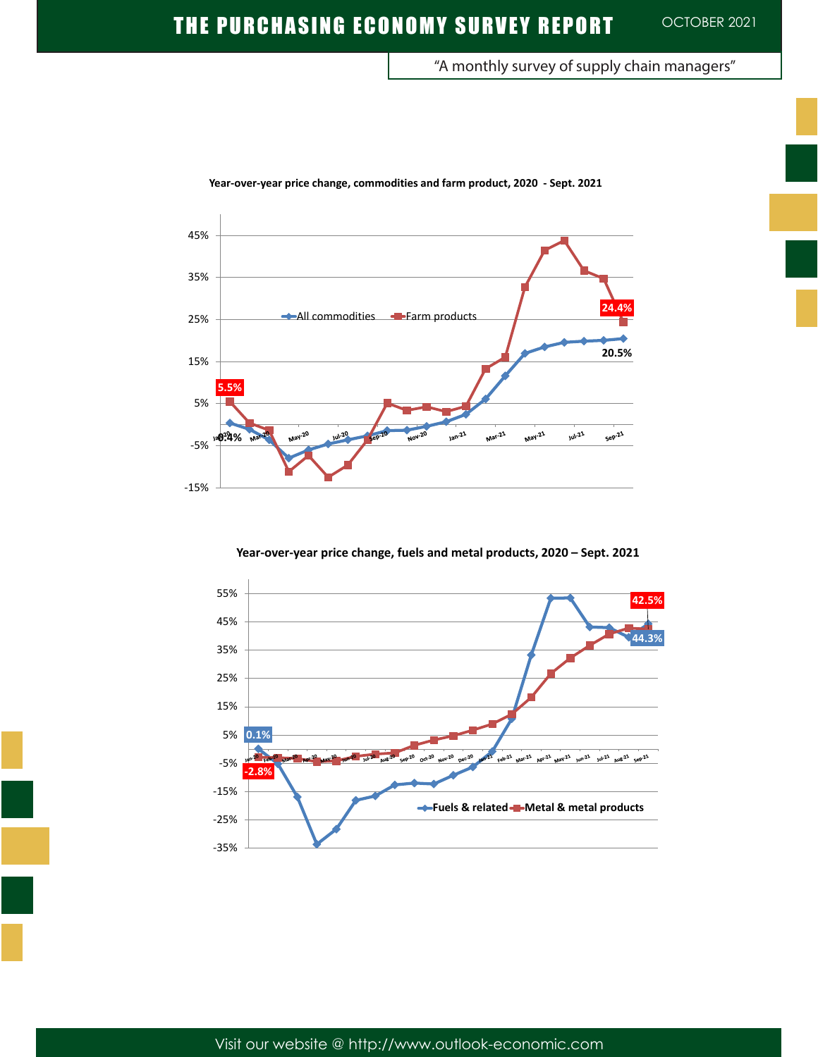# THE PURCHASING ECONOMY SURVEY REPORT

OCTOBER 2021

"A monthly survey of supply chain managers"

**Year-over-year price change, commodities and farm product, 2020 - Sept. 2021**

45%
35%
25%
15%
5%
-5%
-15%

All commodities
Farm products

5.5%
0.4%
24.4%
20.5%

Jan-20
Mar-20
May-20
Jul-20
Sep-20
Nov-20
Jan-21
Mar-21
May-21
Jul-21
Sep-21

**Year-over-year price change, fuels and metal products, 2020 – Sept. 2021**

55%
45%
35%
25%
15%
5%
-5%
-15%
-25%
-35%

0.1%
-2.8%
42.5%
44.3%

Jan-20
Feb-20
Mar-20
Apr-20
May-20
Jun-20
Jul-20
Aug-20
Sep-20
Oct-20
Nov-20
Dec-20
Jan-21
Feb-21
Mar-21
Apr-21
May-21
Jun-21
Jul-21
Aug-21
Sep-21

Fuels & related
Metal & metal products

Visit our website @ http://www.outlook-economic.com